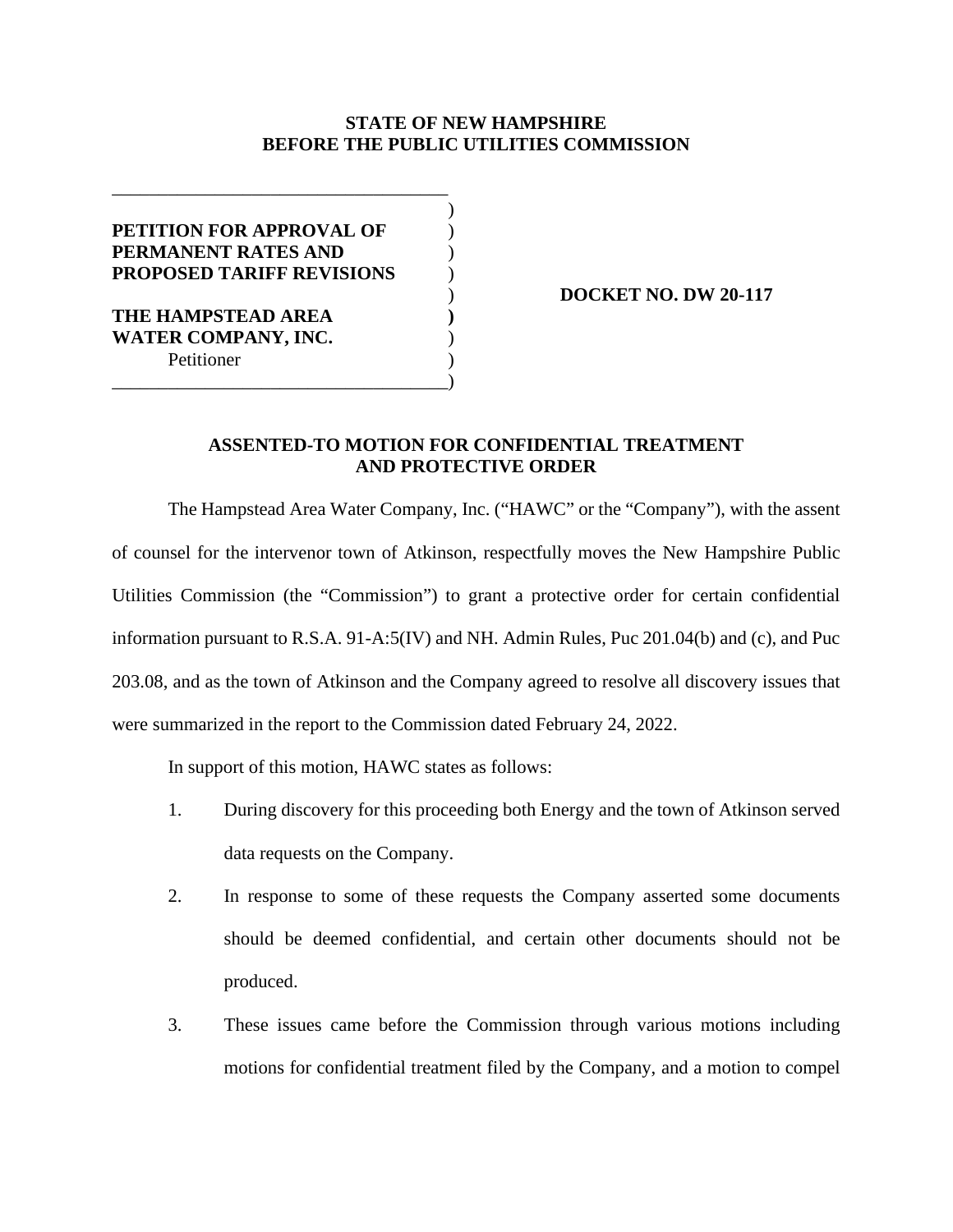**STATE OF NEW HAMPSHIRE**
**BEFORE THE PUBLIC UTILITIES COMMISSION**

**PETITION FOR APPROVAL OF PERMANENT RATES AND PROPOSED TARIFF REVISIONS**

**THE HAMPSTEAD AREA WATER COMPANY, INC.**
Petitioner

**DOCKET NO. DW 20-117**

## ASSENTED-TO MOTION FOR CONFIDENTIAL TREATMENT AND PROTECTIVE ORDER

The Hampstead Area Water Company, Inc. ("HAWC" or the "Company"), with the assent of counsel for the intervenor town of Atkinson, respectfully moves the New Hampshire Public Utilities Commission (the "Commission") to grant a protective order for certain confidential information pursuant to R.S.A. 91-A:5(IV) and NH. Admin Rules, Puc 201.04(b) and (c), and Puc 203.08, and as the town of Atkinson and the Company agreed to resolve all discovery issues that were summarized in the report to the Commission dated February 24, 2022.

In support of this motion, HAWC states as follows:

1. During discovery for this proceeding both Energy and the town of Atkinson served data requests on the Company.
2. In response to some of these requests the Company asserted some documents should be deemed confidential, and certain other documents should not be produced.
3. These issues came before the Commission through various motions including motions for confidential treatment filed by the Company, and a motion to compel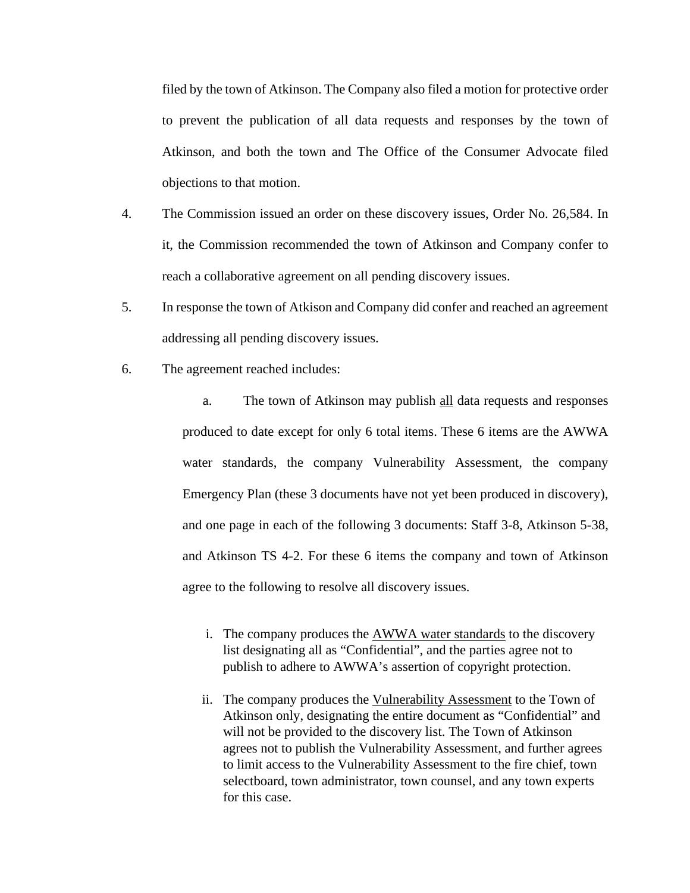filed by the town of Atkinson. The Company also filed a motion for protective order to prevent the publication of all data requests and responses by the town of Atkinson, and both the town and The Office of the Consumer Advocate filed objections to that motion.

4. The Commission issued an order on these discovery issues, Order No. 26,584. In it, the Commission recommended the town of Atkinson and Company confer to reach a collaborative agreement on all pending discovery issues.

5. In response the town of Atkison and Company did confer and reached an agreement addressing all pending discovery issues.

6. The agreement reached includes:

   a. The town of Atkinson may publish <u>all</u> data requests and responses produced to date except for only 6 total items. These 6 items are the AWWA water standards, the company Vulnerability Assessment, the company Emergency Plan (these 3 documents have not yet been produced in discovery), and one page in each of the following 3 documents: Staff 3-8, Atkinson 5-38, and Atkinson TS 4-2. For these 6 items the company and town of Atkinson agree to the following to resolve all discovery issues.

      i. The company produces the <u>AWWA water standards</u> to the discovery list designating all as "Confidential", and the parties agree not to publish to adhere to AWWA's assertion of copyright protection.

      ii. The company produces the <u>Vulnerability Assessment</u> to the Town of Atkinson only, designating the entire document as "Confidential" and will not be provided to the discovery list. The Town of Atkinson agrees not to publish the Vulnerability Assessment, and further agrees to limit access to the Vulnerability Assessment to the fire chief, town selectboard, town administrator, town counsel, and any town experts for this case.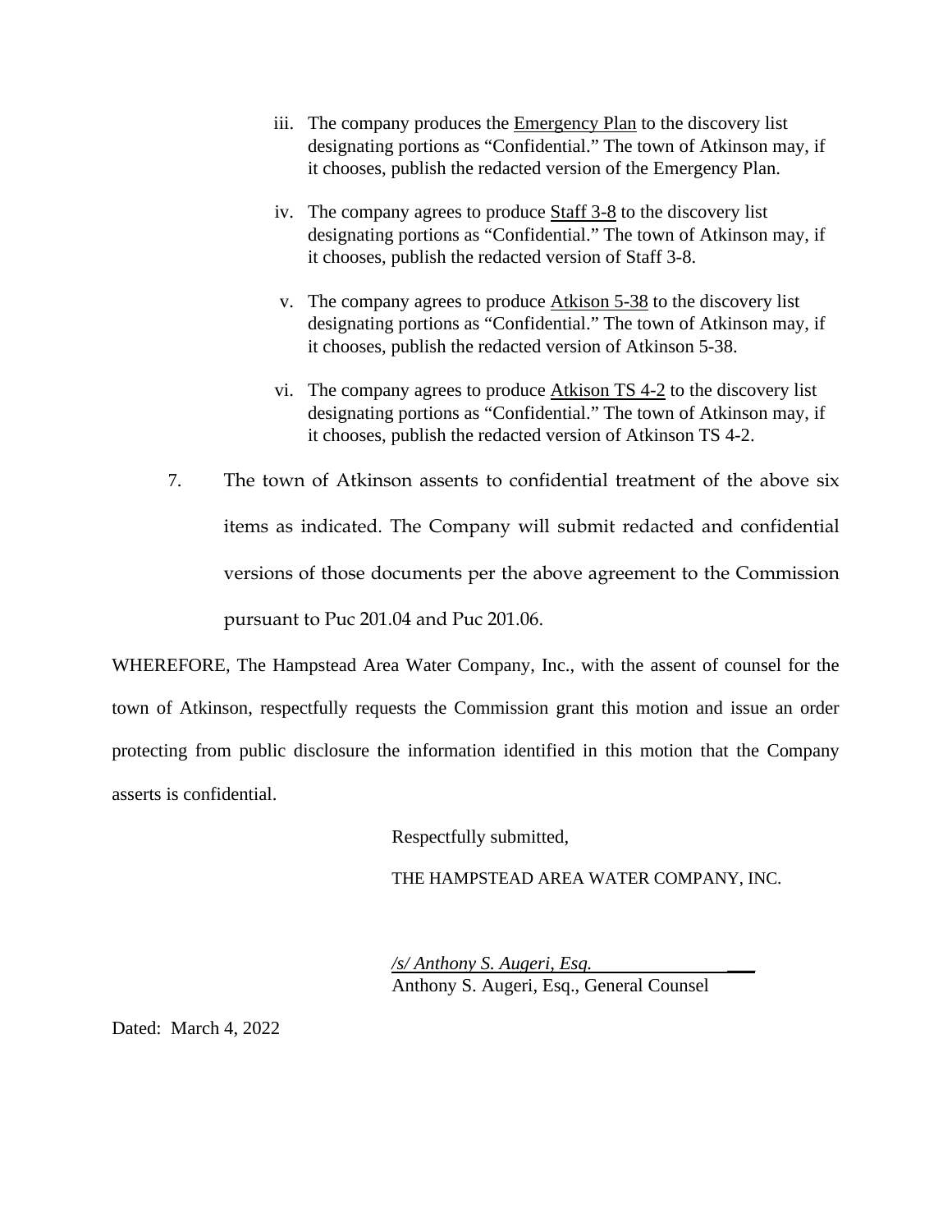iii. The company produces the Emergency Plan to the discovery list designating portions as "Confidential." The town of Atkinson may, if it chooses, publish the redacted version of the Emergency Plan.

iv. The company agrees to produce Staff 3-8 to the discovery list designating portions as "Confidential." The town of Atkinson may, if it chooses, publish the redacted version of Staff 3-8.

v. The company agrees to produce Atkison 5-38 to the discovery list designating portions as "Confidential." The town of Atkinson may, if it chooses, publish the redacted version of Atkinson 5-38.

vi. The company agrees to produce Atkison TS 4-2 to the discovery list designating portions as "Confidential." The town of Atkinson may, if it chooses, publish the redacted version of Atkinson TS 4-2.

7. The town of Atkinson assents to confidential treatment of the above six items as indicated. The Company will submit redacted and confidential versions of those documents per the above agreement to the Commission pursuant to Puc 201.04 and Puc 201.06.

WHEREFORE, The Hampstead Area Water Company, Inc., with the assent of counsel for the town of Atkinson, respectfully requests the Commission grant this motion and issue an order protecting from public disclosure the information identified in this motion that the Company asserts is confidential.

Respectfully submitted,

THE HAMPSTEAD AREA WATER COMPANY, INC.

*/s/ Anthony S. Augeri, Esq.*
Anthony S. Augeri, Esq., General Counsel

Dated: March 4, 2022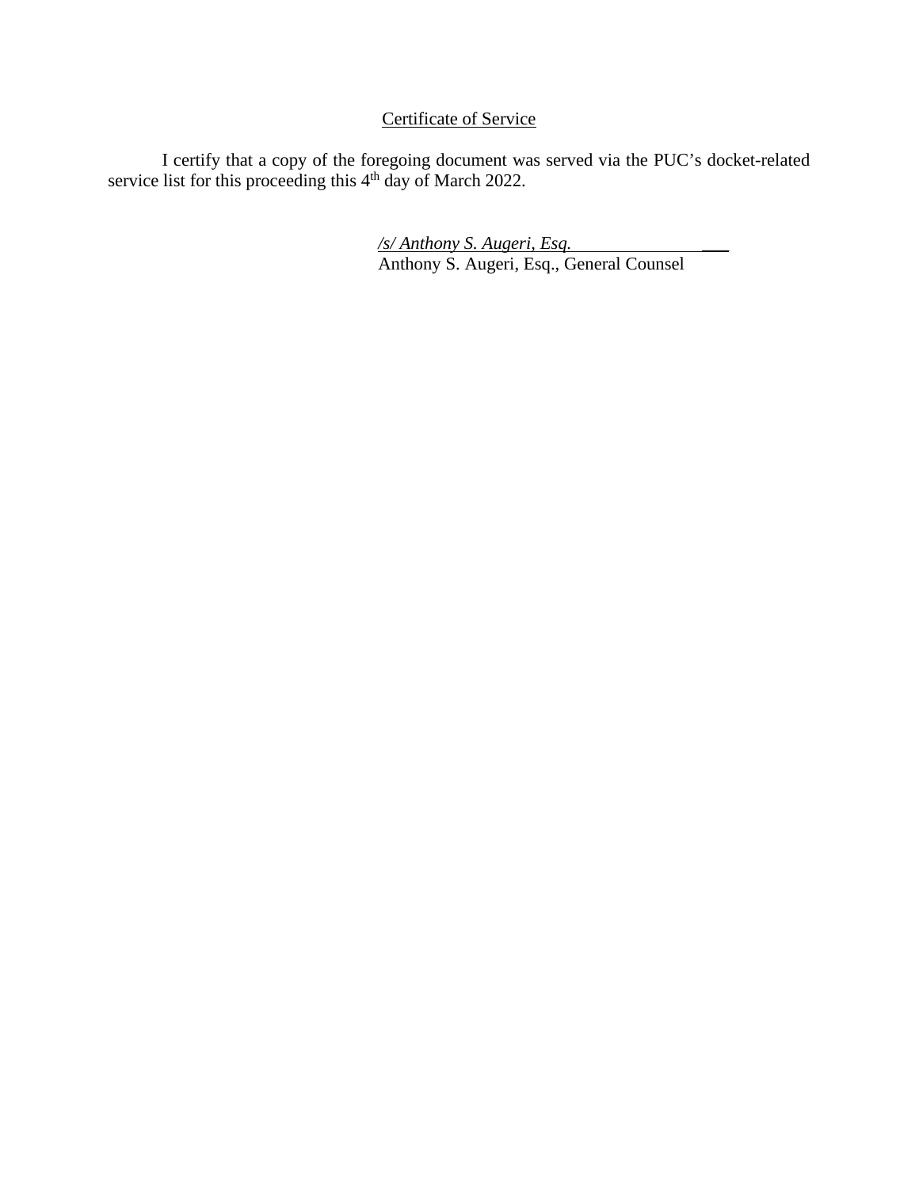Certificate of Service

I certify that a copy of the foregoing document was served via the PUC's docket-related service list for this proceeding this 4th day of March 2022.

*/s/ Anthony S. Augeri, Esq.*

Anthony S. Augeri, Esq., General Counsel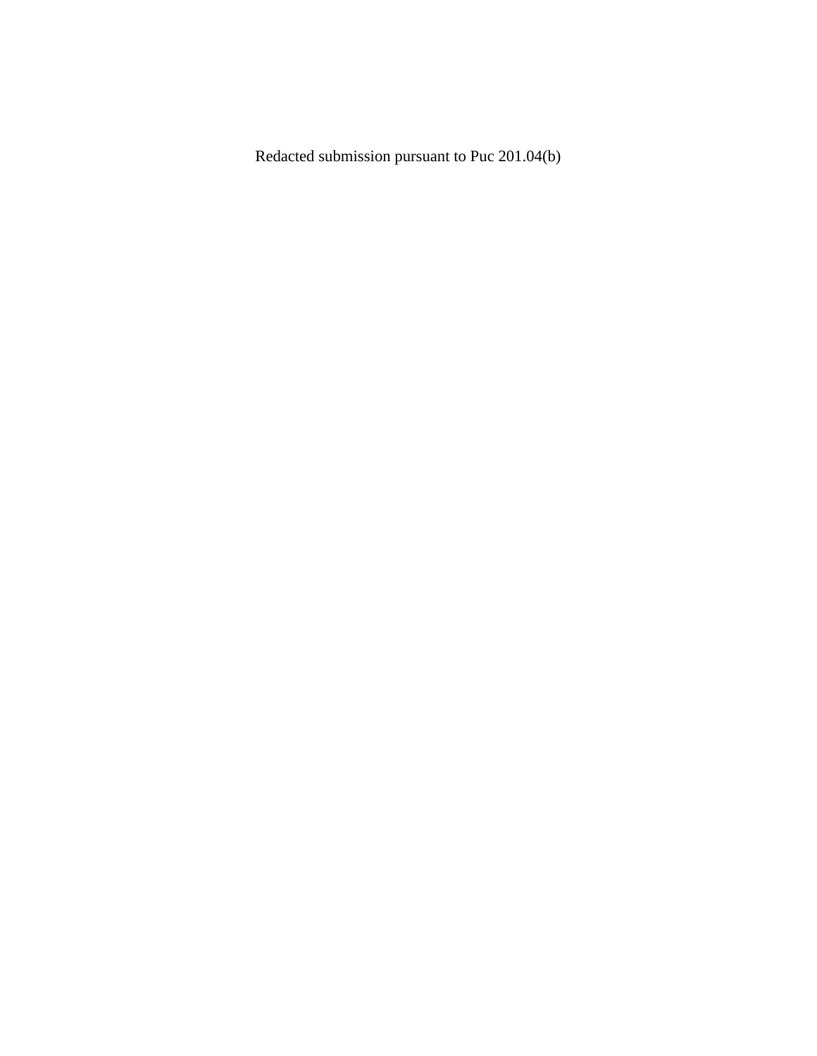Redacted submission pursuant to Puc 201.04(b)